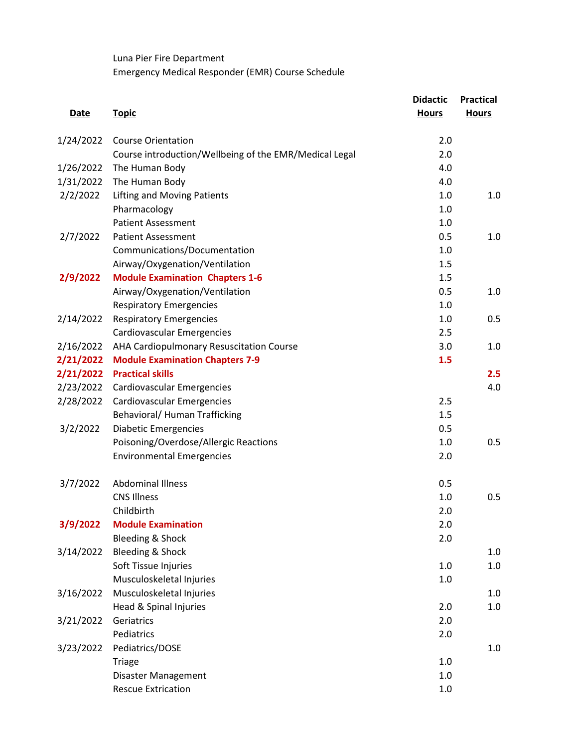Luna Pier Fire Department

Emergency Medical Responder (EMR) Course Schedule

| Date | Topic | Didactic Hours | Practical Hours |
|---|---|---|---|
| 1/24/2022 | Course Orientation | 2.0 | |
| | Course introduction/Wellbeing of the EMR/Medical Legal | 2.0 | |
| 1/26/2022 | The Human Body | 4.0 | |
| 1/31/2022 | The Human Body | 4.0 | |
| 2/2/2022 | Lifting and Moving Patients | 1.0 | 1.0 |
| | Pharmacology | 1.0 | |
| | Patient Assessment | 1.0 | |
| 2/7/2022 | Patient Assessment | 0.5 | 1.0 |
| | Communications/Documentation | 1.0 | |
| | Airway/Oxygenation/Ventilation | 1.5 | |
| **2/9/2022** | **Module Examination Chapters 1-6** | 1.5 | |
| | Airway/Oxygenation/Ventilation | 0.5 | 1.0 |
| | Respiratory Emergencies | 1.0 | |
| 2/14/2022 | Respiratory Emergencies | 1.0 | 0.5 |
| | Cardiovascular Emergencies | 2.5 | |
| 2/16/2022 | AHA Cardiopulmonary Resuscitation Course | 3.0 | 1.0 |
| **2/21/2022** | **Module Examination Chapters 7-9** | **1.5** | |
| **2/21/2022** | **Practical skills** | | **2.5** |
| 2/23/2022 | Cardiovascular Emergencies | | 4.0 |
| 2/28/2022 | Cardiovascular Emergencies | 2.5 | |
| | Behavioral/ Human Trafficking | 1.5 | |
| 3/2/2022 | Diabetic Emergencies | 0.5 | |
| | Poisoning/Overdose/Allergic Reactions | 1.0 | 0.5 |
| | Environmental Emergencies | 2.0 | |
| 3/7/2022 | Abdominal Illness | 0.5 | |
| | CNS Illness | 1.0 | 0.5 |
| | Childbirth | 2.0 | |
| **3/9/2022** | **Module Examination** | 2.0 | |
| | Bleeding & Shock | 2.0 | |
| 3/14/2022 | Bleeding & Shock | | 1.0 |
| | Soft Tissue Injuries | 1.0 | 1.0 |
| | Musculoskeletal Injuries | 1.0 | |
| 3/16/2022 | Musculoskeletal Injuries | | 1.0 |
| | Head & Spinal Injuries | 2.0 | 1.0 |
| 3/21/2022 | Geriatrics | 2.0 | |
| | Pediatrics | 2.0 | |
| 3/23/2022 | Pediatrics/DOSE | | 1.0 |
| | Triage | 1.0 | |
| | Disaster Management | 1.0 | |
| | Rescue Extrication | 1.0 | |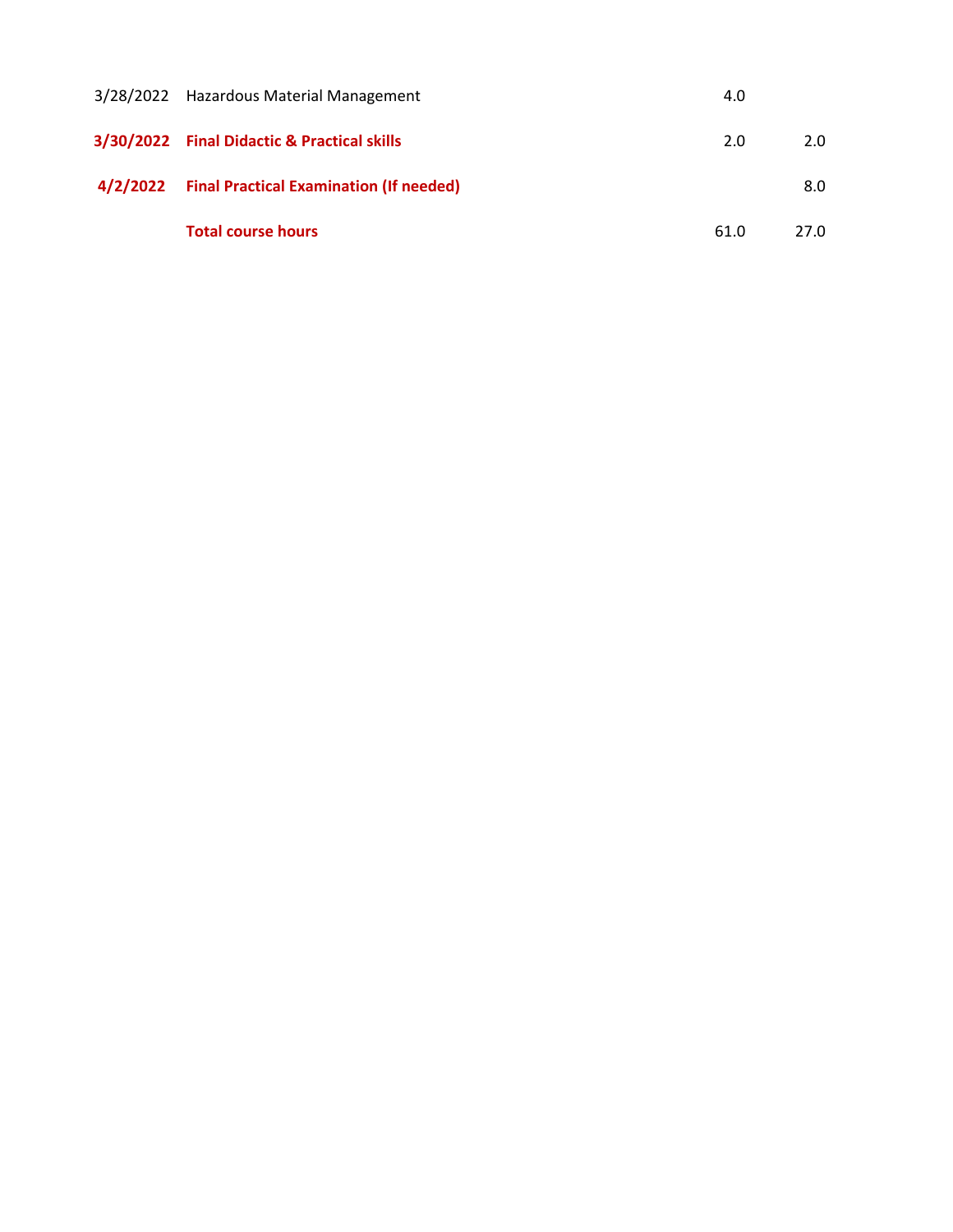| | | | |
|---|---|---|---|
| 3/28/2022 | Hazardous Material Management | 4.0 | |
| **3/30/2022** | **Final Didactic & Practical skills** | 2.0 | 2.0 |
| **4/2/2022** | **Final Practical Examination (If needed)** | | 8.0 |
| | **Total course hours** | 61.0 | 27.0 |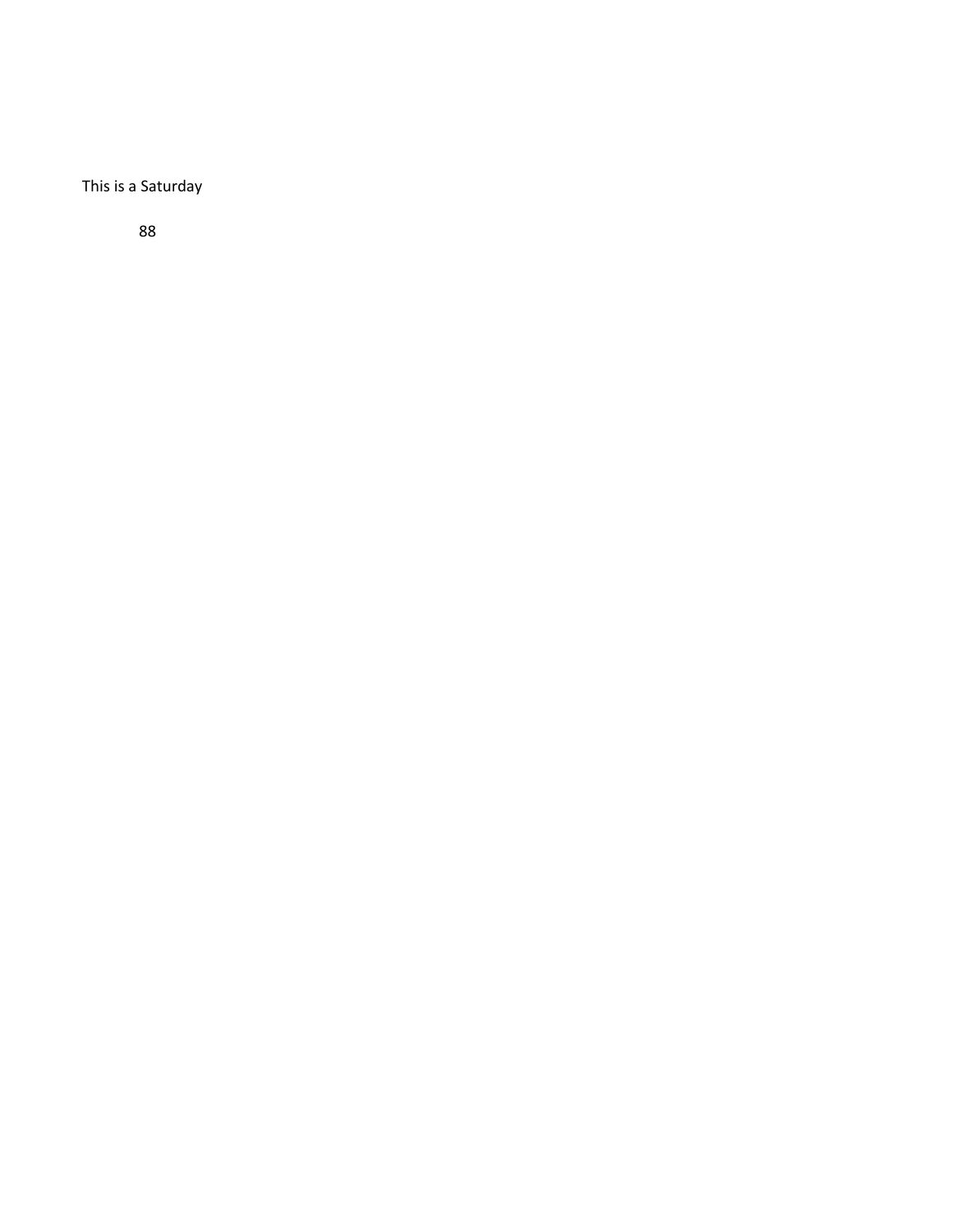This is a Saturday

88